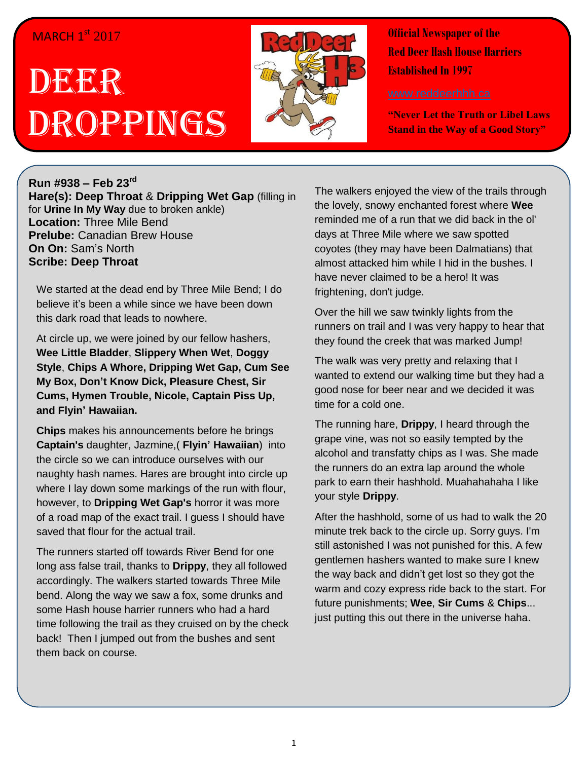MARCH 1st 2017

# DEER DROPPINGS

**Official Newspaper of the Red Deer Hash House Harriers Established In 1997**

www.reddeerhhh.ca

**"Never Let the Truth or Libel Laws Stand in the Way of a Good Story"**

**Run #938 – Feb 23rd**
**Hare(s): Deep Throat** & **Dripping Wet Gap** (filling in for **Urine In My Way** due to broken ankle)
**Location:** Three Mile Bend
**Prelube:** Canadian Brew House
**On On:** Sam's North
**Scribe: Deep Throat**

We started at the dead end by Three Mile Bend; I do believe it's been a while since we have been down this dark road that leads to nowhere.

At circle up, we were joined by our fellow hashers, **Wee Little Bladder**, **Slippery When Wet**, **Doggy Style**, **Chips A Whore, Dripping Wet Gap, Cum See My Box, Don't Know Dick, Pleasure Chest, Sir Cums, Hymen Trouble, Nicole, Captain Piss Up, and Flyin' Hawaiian.**

**Chips** makes his announcements before he brings **Captain's** daughter, Jazmine,( **Flyin' Hawaiian**) into the circle so we can introduce ourselves with our naughty hash names. Hares are brought into circle up where I lay down some markings of the run with flour, however, to **Dripping Wet Gap's** horror it was more of a road map of the exact trail. I guess I should have saved that flour for the actual trail.

The runners started off towards River Bend for one long ass false trail, thanks to **Drippy**, they all followed accordingly. The walkers started towards Three Mile bend. Along the way we saw a fox, some drunks and some Hash house harrier runners who had a hard time following the trail as they cruised on by the check back! Then I jumped out from the bushes and sent them back on course.

The walkers enjoyed the view of the trails through the lovely, snowy enchanted forest where **Wee** reminded me of a run that we did back in the ol' days at Three Mile where we saw spotted coyotes (they may have been Dalmatians) that almost attacked him while I hid in the bushes. I have never claimed to be a hero! It was frightening, don't judge.

Over the hill we saw twinkly lights from the runners on trail and I was very happy to hear that they found the creek that was marked Jump!

The walk was very pretty and relaxing that I wanted to extend our walking time but they had a good nose for beer near and we decided it was time for a cold one.

The running hare, **Drippy**, I heard through the grape vine, was not so easily tempted by the alcohol and transfatty chips as I was. She made the runners do an extra lap around the whole park to earn their hashhold. Muahahahaha I like your style **Drippy**.

After the hashhold, some of us had to walk the 20 minute trek back to the circle up. Sorry guys. I'm still astonished I was not punished for this. A few gentlemen hashers wanted to make sure I knew the way back and didn't get lost so they got the warm and cozy express ride back to the start. For future punishments; **Wee**, **Sir Cums** & **Chips**... just putting this out there in the universe haha.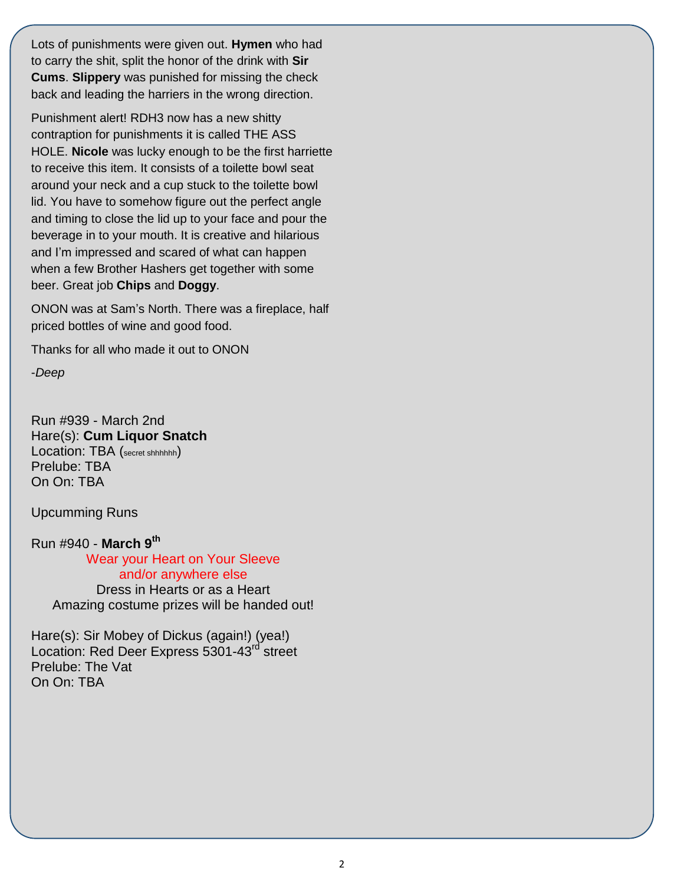Lots of punishments were given out. **Hymen** who had to carry the shit, split the honor of the drink with **Sir Cums**. **Slippery** was punished for missing the check back and leading the harriers in the wrong direction.

Punishment alert! RDH3 now has a new shitty contraption for punishments it is called THE ASS HOLE. **Nicole** was lucky enough to be the first harriette to receive this item. It consists of a toilette bowl seat around your neck and a cup stuck to the toilette bowl lid. You have to somehow figure out the perfect angle and timing to close the lid up to your face and pour the beverage in to your mouth. It is creative and hilarious and I'm impressed and scared of what can happen when a few Brother Hashers get together with some beer. Great job **Chips** and **Doggy**.

ONON was at Sam's North. There was a fireplace, half priced bottles of wine and good food.

Thanks for all who made it out to ONON

*-Deep*

Run #939 - March 2nd
Hare(s): **Cum Liquor Snatch**
Location: TBA (secret shhhhhh)
Prelube: TBA
On On: TBA

Upcumming Runs

Run #940 - **March 9th**

Wear your Heart on Your Sleeve
and/or anywhere else
Dress in Hearts or as a Heart
Amazing costume prizes will be handed out!

Hare(s): Sir Mobey of Dickus (again!) (yea!)
Location: Red Deer Express 5301-43rd street
Prelube: The Vat
On On: TBA